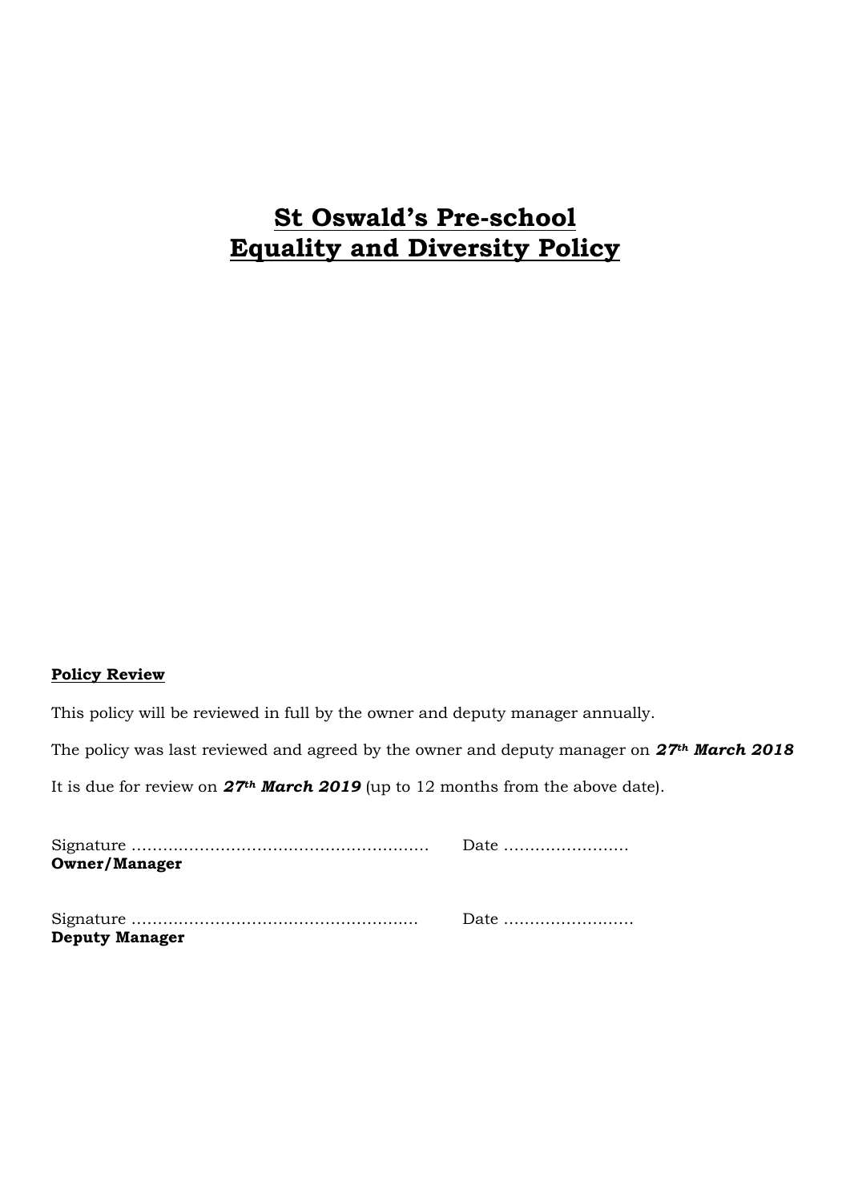# St Oswald's Pre-school
# Equality and Diversity Policy

**Policy Review**

This policy will be reviewed in full by the owner and deputy manager annually.

The policy was last reviewed and agreed by the owner and deputy manager on ***27th March 2018***

It is due for review on ***27th March 2019*** (up to 12 months from the above date).

Signature ……………………………………………… Date ……………………
**Owner/Manager**

Signature ……………………………………………… Date ……………………
**Deputy Manager**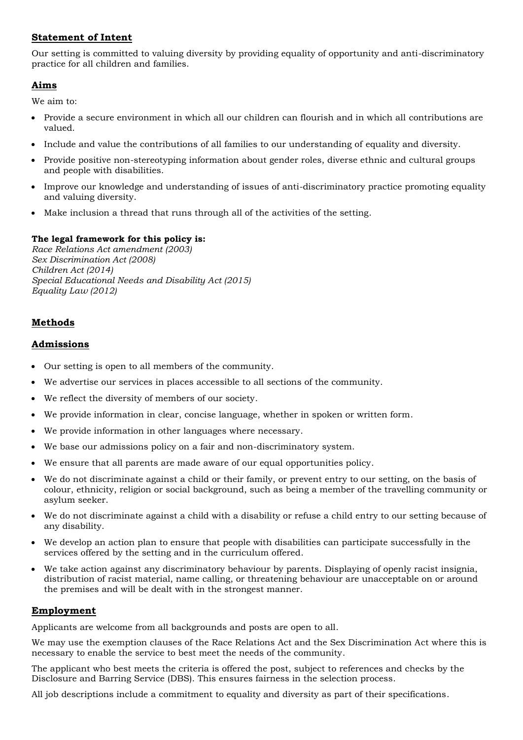## **Statement of Intent**

Our setting is committed to valuing diversity by providing equality of opportunity and anti-discriminatory practice for all children and families.

## **Aims**

We aim to:

- Provide a secure environment in which all our children can flourish and in which all contributions are valued.
- Include and value the contributions of all families to our understanding of equality and diversity.
- Provide positive non-stereotyping information about gender roles, diverse ethnic and cultural groups and people with disabilities.
- Improve our knowledge and understanding of issues of anti-discriminatory practice promoting equality and valuing diversity.
- Make inclusion a thread that runs through all of the activities of the setting.

**The legal framework for this policy is:**
*Race Relations Act amendment (2003)*
*Sex Discrimination Act (2008)*
*Children Act (2014)*
*Special Educational Needs and Disability Act (2015)*
*Equality Law (2012)*

## **Methods**

## **Admissions**

- Our setting is open to all members of the community.
- We advertise our services in places accessible to all sections of the community.
- We reflect the diversity of members of our society.
- We provide information in clear, concise language, whether in spoken or written form.
- We provide information in other languages where necessary.
- We base our admissions policy on a fair and non-discriminatory system.
- We ensure that all parents are made aware of our equal opportunities policy.
- We do not discriminate against a child or their family, or prevent entry to our setting, on the basis of colour, ethnicity, religion or social background, such as being a member of the travelling community or asylum seeker.
- We do not discriminate against a child with a disability or refuse a child entry to our setting because of any disability.
- We develop an action plan to ensure that people with disabilities can participate successfully in the services offered by the setting and in the curriculum offered.
- We take action against any discriminatory behaviour by parents. Displaying of openly racist insignia, distribution of racist material, name calling, or threatening behaviour are unacceptable on or around the premises and will be dealt with in the strongest manner.

## **Employment**

Applicants are welcome from all backgrounds and posts are open to all.

We may use the exemption clauses of the Race Relations Act and the Sex Discrimination Act where this is necessary to enable the service to best meet the needs of the community.

The applicant who best meets the criteria is offered the post, subject to references and checks by the Disclosure and Barring Service (DBS). This ensures fairness in the selection process.

All job descriptions include a commitment to equality and diversity as part of their specifications.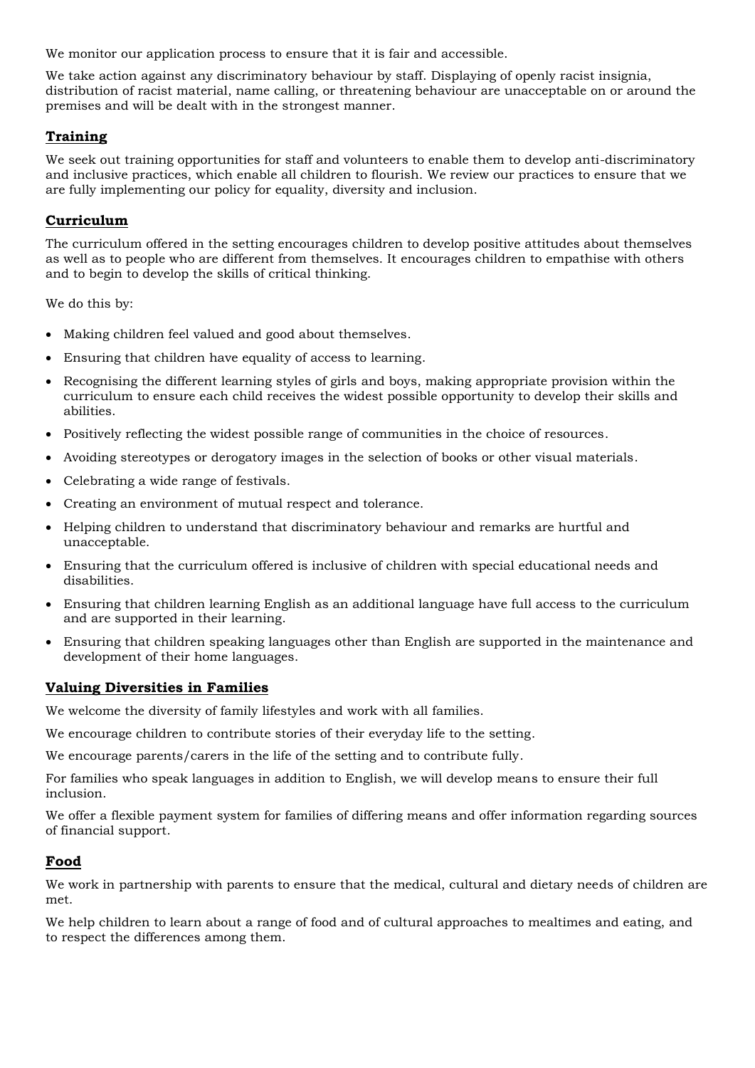We monitor our application process to ensure that it is fair and accessible.

We take action against any discriminatory behaviour by staff. Displaying of openly racist insignia, distribution of racist material, name calling, or threatening behaviour are unacceptable on or around the premises and will be dealt with in the strongest manner.

## Training

We seek out training opportunities for staff and volunteers to enable them to develop anti-discriminatory and inclusive practices, which enable all children to flourish. We review our practices to ensure that we are fully implementing our policy for equality, diversity and inclusion.

## Curriculum

The curriculum offered in the setting encourages children to develop positive attitudes about themselves as well as to people who are different from themselves. It encourages children to empathise with others and to begin to develop the skills of critical thinking.

We do this by:

- Making children feel valued and good about themselves.
- Ensuring that children have equality of access to learning.
- Recognising the different learning styles of girls and boys, making appropriate provision within the curriculum to ensure each child receives the widest possible opportunity to develop their skills and abilities.
- Positively reflecting the widest possible range of communities in the choice of resources.
- Avoiding stereotypes or derogatory images in the selection of books or other visual materials.
- Celebrating a wide range of festivals.
- Creating an environment of mutual respect and tolerance.
- Helping children to understand that discriminatory behaviour and remarks are hurtful and unacceptable.
- Ensuring that the curriculum offered is inclusive of children with special educational needs and disabilities.
- Ensuring that children learning English as an additional language have full access to the curriculum and are supported in their learning.
- Ensuring that children speaking languages other than English are supported in the maintenance and development of their home languages.

## Valuing Diversities in Families

We welcome the diversity of family lifestyles and work with all families.

We encourage children to contribute stories of their everyday life to the setting.

We encourage parents/carers in the life of the setting and to contribute fully.

For families who speak languages in addition to English, we will develop means to ensure their full inclusion.

We offer a flexible payment system for families of differing means and offer information regarding sources of financial support.

## Food

We work in partnership with parents to ensure that the medical, cultural and dietary needs of children are met.

We help children to learn about a range of food and of cultural approaches to mealtimes and eating, and to respect the differences among them.